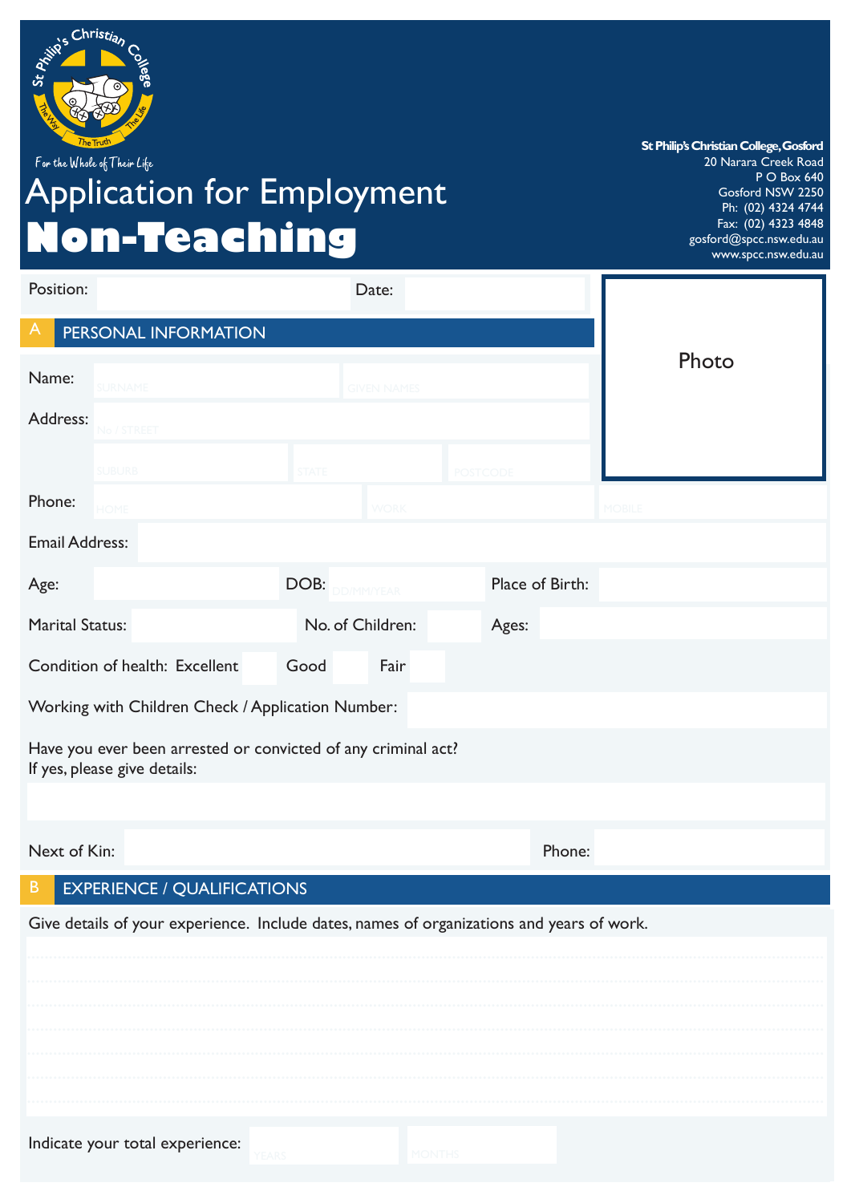St Philip's Christian College — The Way, The Truth, The Life

For the Whole of Their Life

# Application for Employment
# Non-Teaching

**St Philip's Christian College, Gosford**
20 Narara Creek Road
P O Box 640
Gosford NSW 2250
Ph: (02) 4324 4744
Fax: (02) 4323 4848
gosford@spcc.nsw.edu.au
www.spcc.nsw.edu.au

Position: Date:

Photo

## A PERSONAL INFORMATION

Name: SURNAME GIVEN NAMES

Address: No / STREET

SUBURB STATE POSTCODE

Phone: HOME WORK MOBILE

Email Address:

Age: DOB: DD/MM/YEAR Place of Birth:

Marital Status: No. of Children: Ages:

Condition of health: Excellent Good Fair

Working with Children Check / Application Number:

Have you ever been arrested or convicted of any criminal act?
If yes, please give details:

Next of Kin: Phone:

## B EXPERIENCE / QUALIFICATIONS

Give details of your experience. Include dates, names of organizations and years of work.

Indicate your total experience: YEARS MONTHS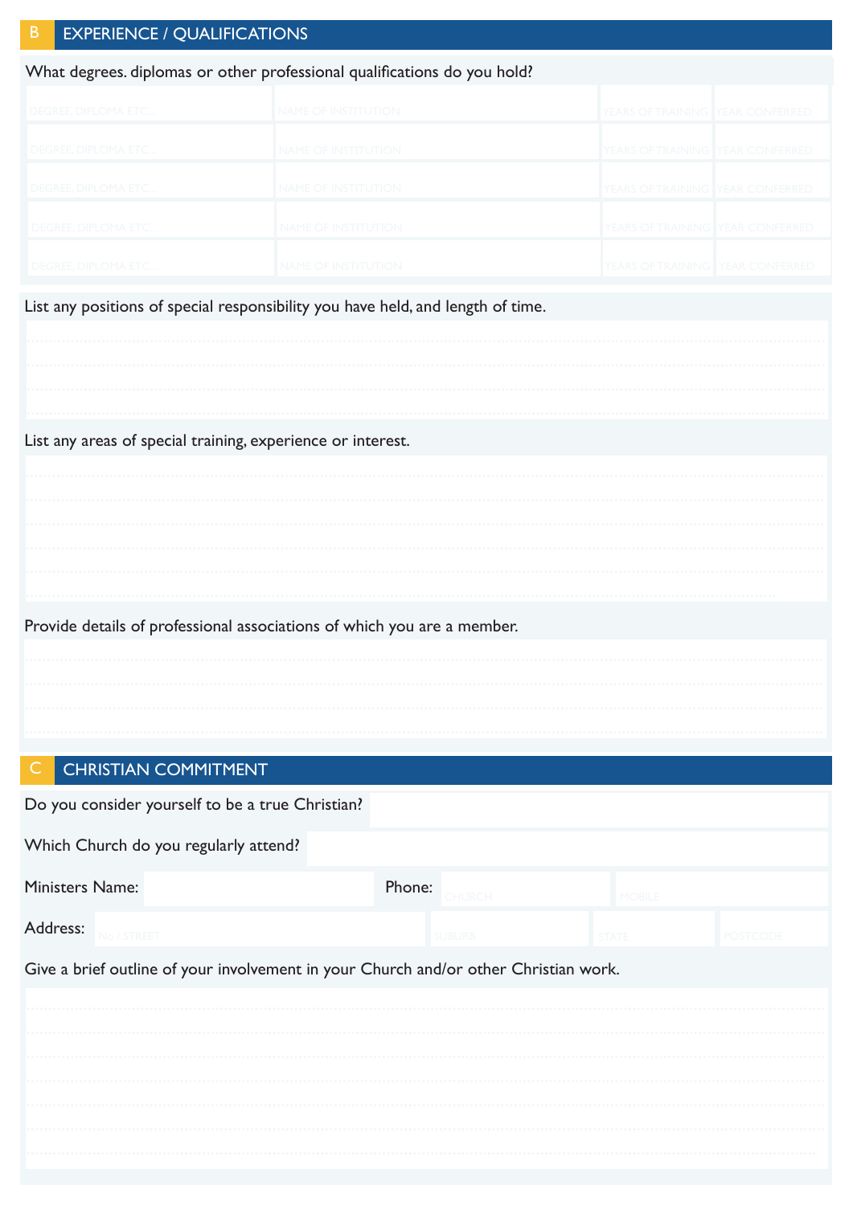## B EXPERIENCE / QUALIFICATIONS

What degrees. diplomas or other professional qualifications do you hold?

| DEGREE, DIPLOMA ETC... | NAME OF INSTITUTION | YEARS OF TRAINING | YEAR CONFERRED |
|---|---|---|---|
| | | | |
| | | | |
| | | | |
| | | | |
| | | | |

List any positions of special responsibility you have held, and length of time.

List any areas of special training, experience or interest.

Provide details of professional associations of which you are a member.

## C CHRISTIAN COMMITMENT

Do you consider yourself to be a true Christian?

Which Church do you regularly attend?

Ministers Name: Phone: CHURCH MOBILE

Address: No / STREET SUBURB STATE POSTCODE

Give a brief outline of your involvement in your Church and/or other Christian work.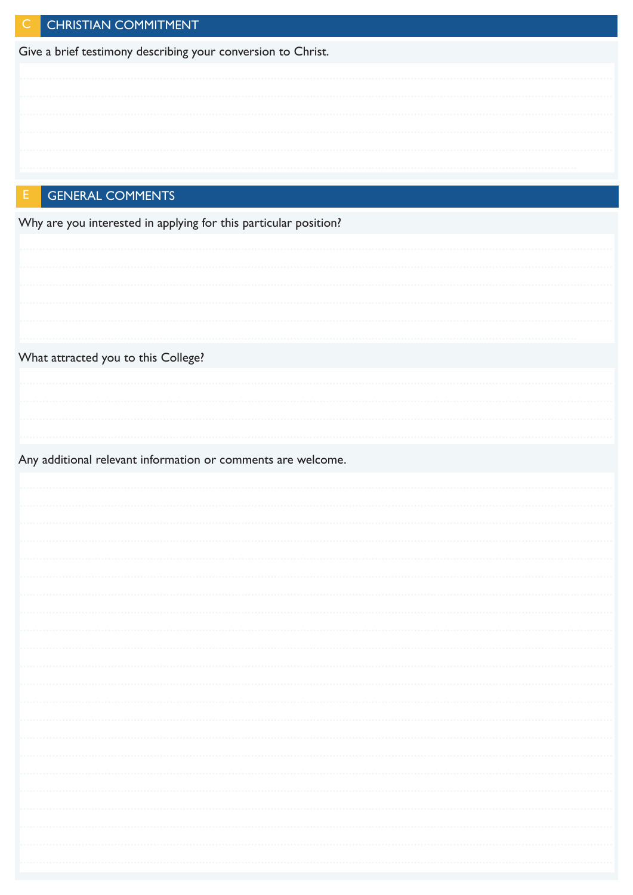## C CHRISTIAN COMMITMENT

Give a brief testimony describing your conversion to Christ.

## E GENERAL COMMENTS

Why are you interested in applying for this particular position?

What attracted you to this College?

Any additional relevant information or comments are welcome.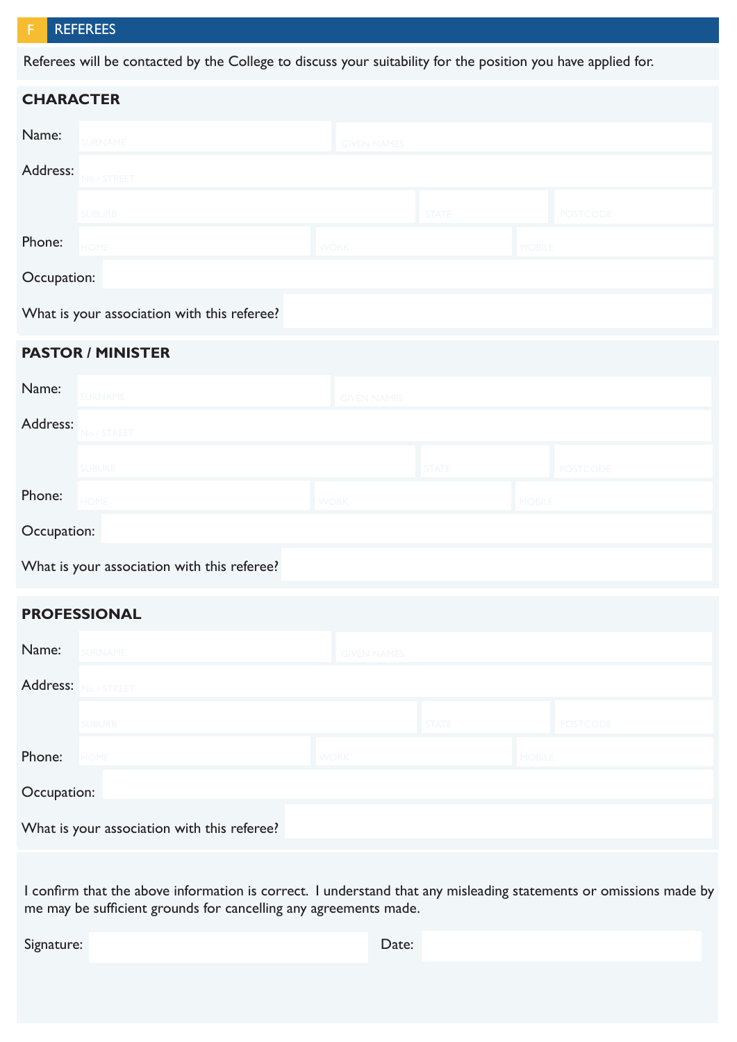## F REFEREES

Referees will be contacted by the College to discuss your suitability for the position you have applied for.

### CHARACTER

Name: SURNAME GIVEN NAMES

Address: No / STREET

SUBURB STATE POSTCODE

Phone: HOME WORK MOBILE

Occupation:

What is your association with this referee?

### PASTOR / MINISTER

Name: SURNAME GIVEN NAMES

Address: No / STREET

SUBURB STATE POSTCODE

Phone: HOME WORK MOBILE

Occupation:

What is your association with this referee?

### PROFESSIONAL

Name: SURNAME GIVEN NAMES

Address: No / STREET

SUBURB STATE POSTCODE

Phone: HOME WORK MOBILE

Occupation:

What is your association with this referee?

I confirm that the above information is correct. I understand that any misleading statements or omissions made by me may be sufficient grounds for cancelling any agreements made.

Signature: Date: